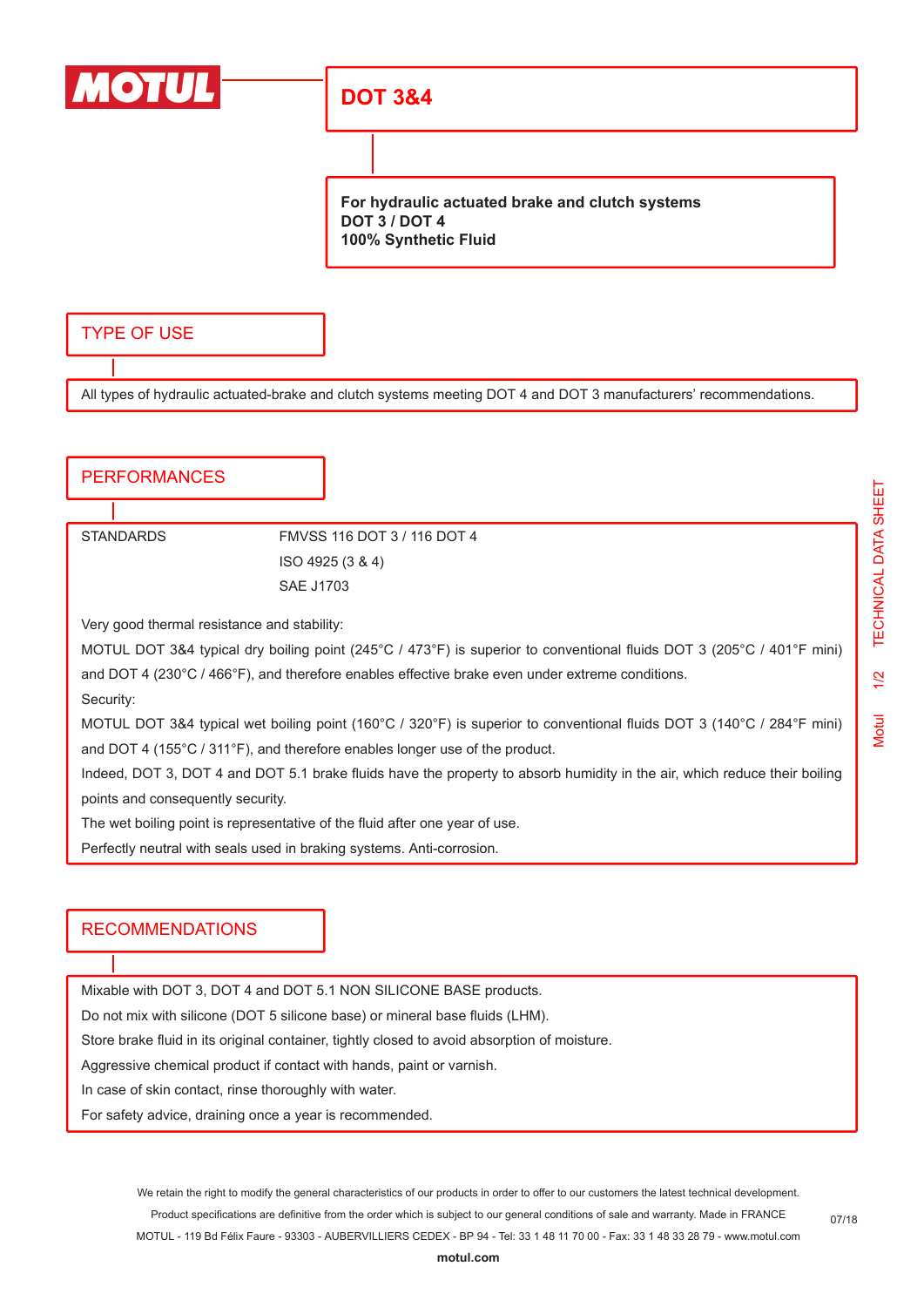MOTUL

# DOT 3&4

**For hydraulic actuated brake and clutch systems**
**DOT 3 / DOT 4**
**100% Synthetic Fluid**

## TYPE OF USE

All types of hydraulic actuated-brake and clutch systems meeting DOT 4 and DOT 3 manufacturers' recommendations.

## PERFORMANCES

| STANDARDS | FMVSS 116 DOT 3 / 116 DOT 4 |
|---|---|
| | ISO 4925 (3 & 4) |
| | SAE J1703 |

Very good thermal resistance and stability:
MOTUL DOT 3&4 typical dry boiling point (245°C / 473°F) is superior to conventional fluids DOT 3 (205°C / 401°F mini) and DOT 4 (230°C / 466°F), and therefore enables effective brake even under extreme conditions.
Security:
MOTUL DOT 3&4 typical wet boiling point (160°C / 320°F) is superior to conventional fluids DOT 3 (140°C / 284°F mini) and DOT 4 (155°C / 311°F), and therefore enables longer use of the product.
Indeed, DOT 3, DOT 4 and DOT 5.1 brake fluids have the property to absorb humidity in the air, which reduce their boiling points and consequently security.
The wet boiling point is representative of the fluid after one year of use.
Perfectly neutral with seals used in braking systems. Anti-corrosion.

## RECOMMENDATIONS

Mixable with DOT 3, DOT 4 and DOT 5.1 NON SILICONE BASE products.
Do not mix with silicone (DOT 5 silicone base) or mineral base fluids (LHM).
Store brake fluid in its original container, tightly closed to avoid absorption of moisture.
Aggressive chemical product if contact with hands, paint or varnish.
In case of skin contact, rinse thoroughly with water.
For safety advice, draining once a year is recommended.

We retain the right to modify the general characteristics of our products in order to offer to our customers the latest technical development.
Product specifications are definitive from the order which is subject to our general conditions of sale and warranty. Made in FRANCE
MOTUL - 119 Bd Félix Faure - 93303 - AUBERVILLIERS CEDEX - BP 94 - Tel: 33 1 48 11 70 00 - Fax: 33 1 48 33 28 79 - www.motul.com
**motul.com**

07/18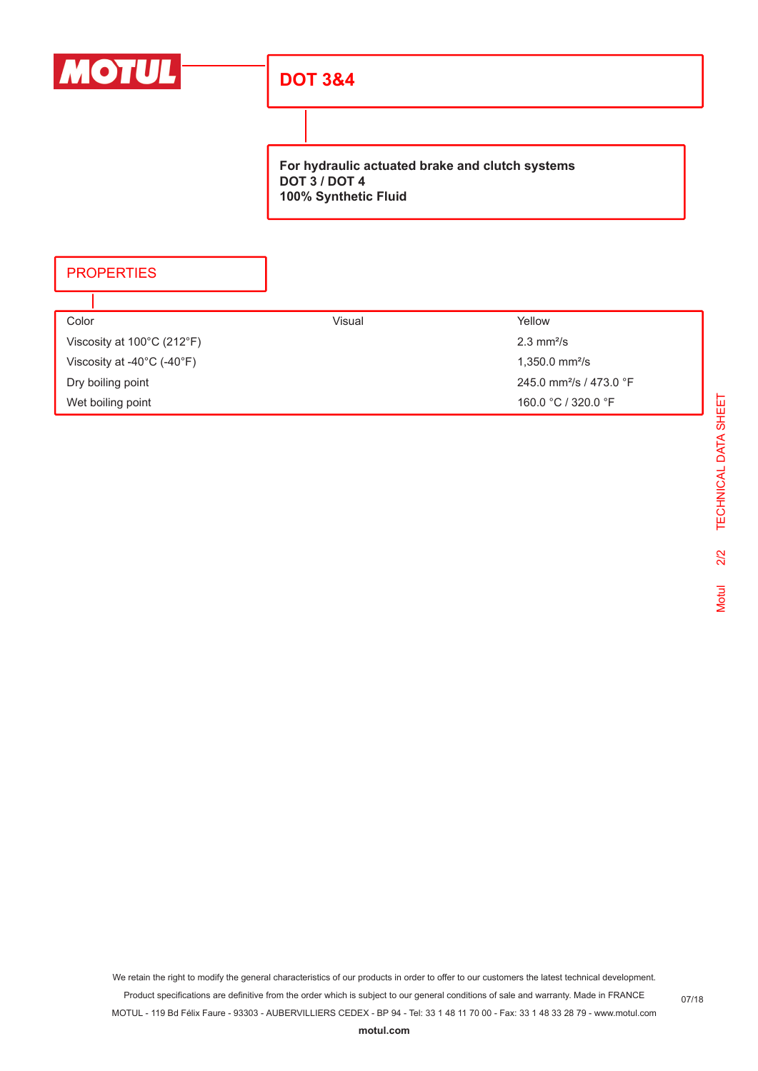# DOT 3&4

**For hydraulic actuated brake and clutch systems**
**DOT 3 / DOT 4**
**100% Synthetic Fluid**

## PROPERTIES

| | | |
|---|---|---|
| Color | Visual | Yellow |
| Viscosity at 100°C (212°F) | | 2.3 mm²/s |
| Viscosity at -40°C (-40°F) | | 1,350.0 mm²/s |
| Dry boiling point | | 245.0 mm²/s / 473.0 °F |
| Wet boiling point | | 160.0 °C / 320.0 °F |

We retain the right to modify the general characteristics of our products in order to offer to our customers the latest technical development.
Product specifications are definitive from the order which is subject to our general conditions of sale and warranty. Made in FRANCE
MOTUL - 119 Bd Félix Faure - 93303 - AUBERVILLIERS CEDEX - BP 94 - Tel: 33 1 48 11 70 00 - Fax: 33 1 48 33 28 79 - www.motul.com

**motul.com**

07/18